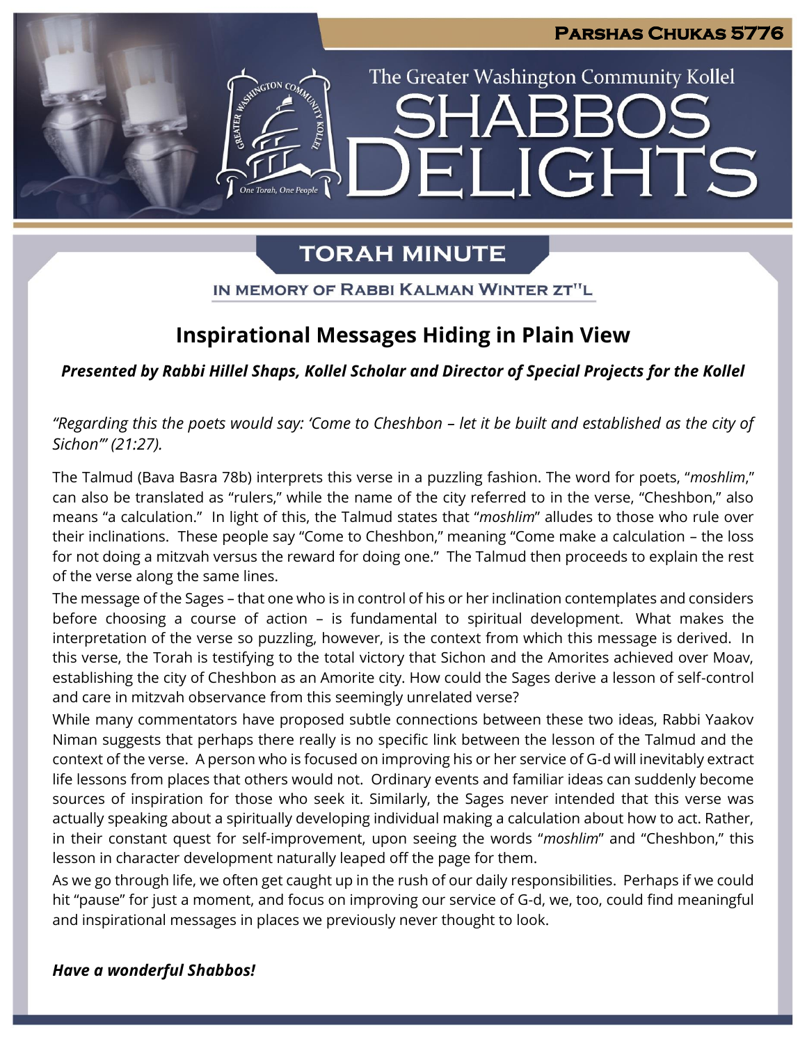**Parshas Chukas 5776**

The Greater Washington Community Kollel

# Shabbos Delights

## Torah Minute

**In Memory of Rabbi Kalman Winter zt"l**

## Inspirational Messages Hiding in Plain View

***Presented by Rabbi Hillel Shaps, Kollel Scholar and Director of Special Projects for the Kollel***

*"Regarding this the poets would say: 'Come to Cheshbon – let it be built and established as the city of Sichon'" (21:27).*

The Talmud (Bava Basra 78b) interprets this verse in a puzzling fashion. The word for poets, "*moshlim*," can also be translated as "rulers," while the name of the city referred to in the verse, "Cheshbon," also means "a calculation." In light of this, the Talmud states that "*moshlim*" alludes to those who rule over their inclinations. These people say "Come to Cheshbon," meaning "Come make a calculation – the loss for not doing a mitzvah versus the reward for doing one." The Talmud then proceeds to explain the rest of the verse along the same lines.

The message of the Sages – that one who is in control of his or her inclination contemplates and considers before choosing a course of action – is fundamental to spiritual development. What makes the interpretation of the verse so puzzling, however, is the context from which this message is derived. In this verse, the Torah is testifying to the total victory that Sichon and the Amorites achieved over Moav, establishing the city of Cheshbon as an Amorite city. How could the Sages derive a lesson of self-control and care in mitzvah observance from this seemingly unrelated verse?

While many commentators have proposed subtle connections between these two ideas, Rabbi Yaakov Niman suggests that perhaps there really is no specific link between the lesson of the Talmud and the context of the verse. A person who is focused on improving his or her service of G-d will inevitably extract life lessons from places that others would not. Ordinary events and familiar ideas can suddenly become sources of inspiration for those who seek it. Similarly, the Sages never intended that this verse was actually speaking about a spiritually developing individual making a calculation about how to act. Rather, in their constant quest for self-improvement, upon seeing the words "*moshlim*" and "Cheshbon," this lesson in character development naturally leaped off the page for them.

As we go through life, we often get caught up in the rush of our daily responsibilities. Perhaps if we could hit "pause" for just a moment, and focus on improving our service of G-d, we, too, could find meaningful and inspirational messages in places we previously never thought to look.

***Have a wonderful Shabbos!***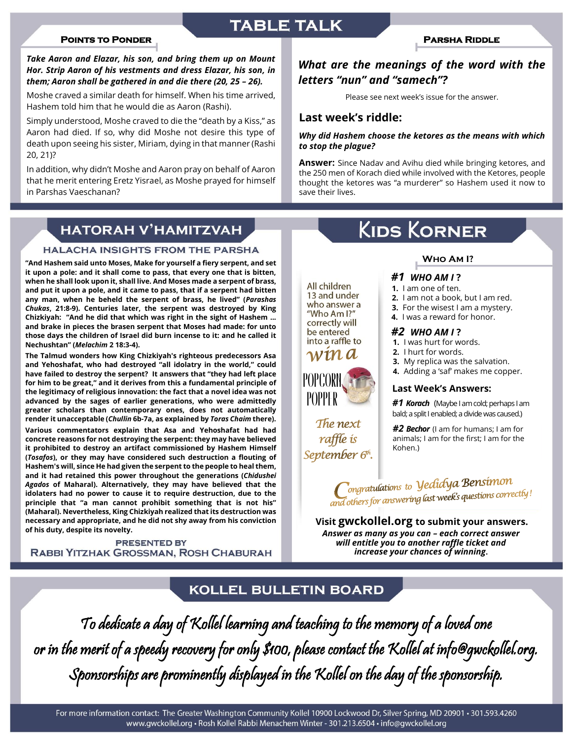# TABLE TALK

## Points to Ponder

***Take Aaron and Elazar, his son, and bring them up on Mount Hor. Strip Aaron of his vestments and dress Elazar, his son, in them; Aaron shall be gathered in and die there (20, 25 – 26).***

Moshe craved a similar death for himself. When his time arrived, Hashem told him that he would die as Aaron (Rashi).

Simply understood, Moshe craved to die the "death by a Kiss," as Aaron had died. If so, why did Moshe not desire this type of death upon seeing his sister, Miriam, dying in that manner (Rashi 20, 21)?

In addition, why didn't Moshe and Aaron pray on behalf of Aaron that he merit entering Eretz Yisrael, as Moshe prayed for himself in Parshas Vaeschanan?

## Parsha Riddle

***What are the meanings of the word with the letters "nun" and "samech"?***

Please see next week's issue for the answer.

### Last week's riddle:

***Why did Hashem choose the ketores as the means with which to stop the plague?***

**Answer:** Since Nadav and Avihu died while bringing ketores, and the 250 men of Korach died while involved with the Ketores, people thought the ketores was "a murderer" so Hashem used it now to save their lives.

# HATORAH V'HAMITZVAH

## HALACHA INSIGHTS FROM THE PARSHA

**"And Hashem said unto Moses, Make for yourself a fiery serpent, and set it upon a pole: and it shall come to pass, that every one that is bitten, when he shall look upon it, shall live. And Moses made a serpent of brass, and put it upon a pole, and it came to pass, that if a serpent had bitten any man, when he beheld the serpent of brass, he lived" (*Parashas Chukas*, 21:8-9). Centuries later, the serpent was destroyed by King Chizkiyah: "And he did that which was right in the sight of Hashem ... and brake in pieces the brasen serpent that Moses had made: for unto those days the children of Israel did burn incense to it: and he called it Nechushtan" (*Melachim* 2 18:3-4).**

**The Talmud wonders how King Chizkiyah's righteous predecessors Asa and Yehoshafat, who had destroyed "all idolatry in the world," could have failed to destroy the serpent? It answers that "they had left place for him to be great," and it derives from this a fundamental principle of the legitimacy of religious innovation: the fact that a novel idea was not advanced by the sages of earlier generations, who were admittedly greater scholars than contemporary ones, does not automatically render it unacceptable (*Chullin* 6b-7a, as explained by *Toras Chaim* there).**

**Various commentators explain that Asa and Yehoshafat had had concrete reasons for not destroying the serpent: they may have believed it prohibited to destroy an artifact commissioned by Hashem Himself (*Tosafos*), or they may have considered such destruction a flouting of Hashem's will, since He had given the serpent to the people to heal them, and it had retained this power throughout the generations (*Chidushei Agados* of Maharal). Alternatively, they may have believed that the idolaters had no power to cause it to require destruction, due to the principle that "a man cannot prohibit something that is not his" (Maharal). Nevertheless, King Chizkiyah realized that its destruction was necessary and appropriate, and he did not shy away from his conviction of his duty, despite its novelty.**

PRESENTED BY
RABBI YITZHAK GROSSMAN, ROSH CHABURAH

# Kids Korner

All children 13 and under who answer a "Who Am I?" correctly will be entered into a raffle to win a POPCORN POPPER

The next raffle is September 6th.

## Who Am I?

### #1 WHO AM I ?

1. I am one of ten.
2. I am not a book, but I am red.
3. For the wisest I am a mystery.
4. I was a reward for honor.

### #2 WHO AM I ?

1. I was hurt for words.
2. I hurt for words.
3. My replica was the salvation.
4. Adding a 'saf' makes me copper.

### Last Week's Answers:

***#1 Korach*** (Maybe I am cold; perhaps I am bald; a split I enabled; a divide was caused.)

***#2 Bechor*** (I am for humans; I am for animals; I am for the first; I am for the Kohen.)

*Congratulations to Yedidya Bensimon and others for answering last week's questions correctly!*

**Visit gwckollel.org to submit your answers.**

***Answer as many as you can – each correct answer will entitle you to another raffle ticket and increase your chances of winning.***

# KOLLEL BULLETIN BOARD

*To dedicate a day of Kollel learning and teaching to the memory of a loved one or in the merit of a speedy recovery for only $100, please contact the Kollel at info@gwckollel.org. Sponsorships are prominently displayed in the Kollel on the day of the sponsorship.*

For more information contact: The Greater Washington Community Kollel 10900 Lockwood Dr, Silver Spring, MD 20901 • 301.593.4260
www.gwckollel.org • Rosh Kollel Rabbi Menachem Winter - 301.213.6504 • info@gwckollel.org